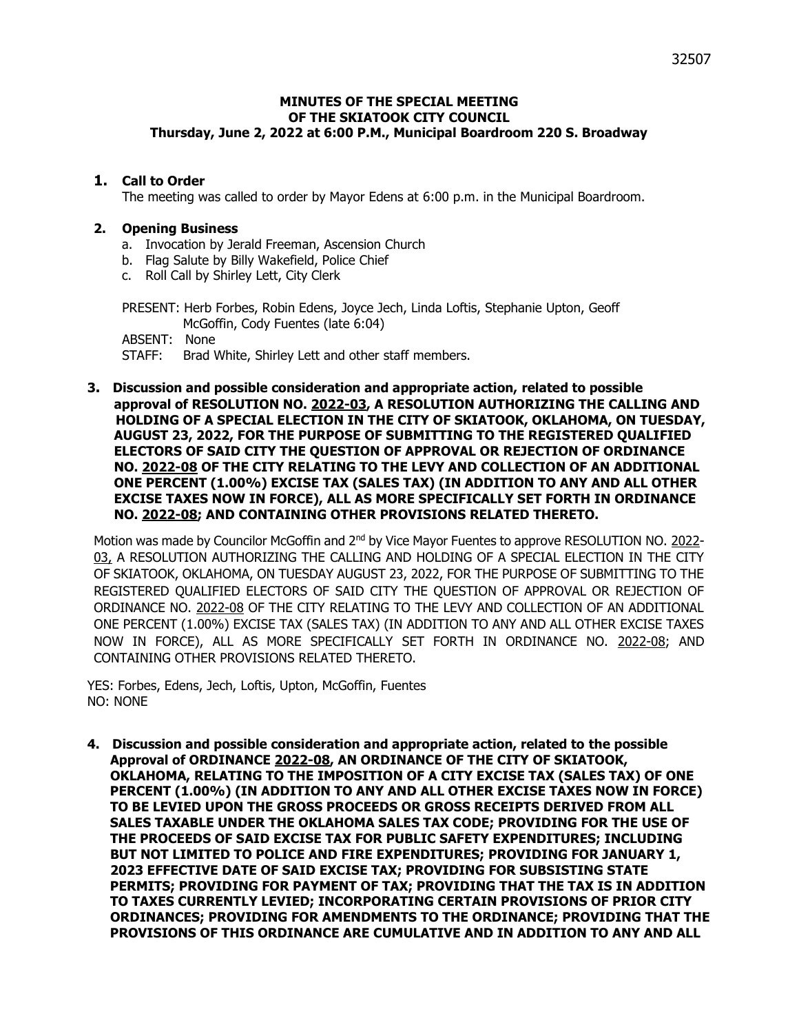**MINUTES OF THE SPECIAL MEETING OF THE SKIATOOK CITY COUNCIL**
**Thursday, June 2, 2022 at 6:00 P.M., Municipal Boardroom 220 S. Broadway**

**1. Call to Order**

The meeting was called to order by Mayor Edens at 6:00 p.m. in the Municipal Boardroom.

**2. Opening Business**

a. Invocation by Jerald Freeman, Ascension Church
b. Flag Salute by Billy Wakefield, Police Chief
c. Roll Call by Shirley Lett, City Clerk

PRESENT: Herb Forbes, Robin Edens, Joyce Jech, Linda Loftis, Stephanie Upton, Geoff McGoffin, Cody Fuentes (late 6:04)
ABSENT: None
STAFF: Brad White, Shirley Lett and other staff members.

**3. Discussion and possible consideration and appropriate action, related to possible approval of RESOLUTION NO. 2022-03, A RESOLUTION AUTHORIZING THE CALLING AND HOLDING OF A SPECIAL ELECTION IN THE CITY OF SKIATOOK, OKLAHOMA, ON TUESDAY, AUGUST 23, 2022, FOR THE PURPOSE OF SUBMITTING TO THE REGISTERED QUALIFIED ELECTORS OF SAID CITY THE QUESTION OF APPROVAL OR REJECTION OF ORDINANCE NO. 2022-08 OF THE CITY RELATING TO THE LEVY AND COLLECTION OF AN ADDITIONAL ONE PERCENT (1.00%) EXCISE TAX (SALES TAX) (IN ADDITION TO ANY AND ALL OTHER EXCISE TAXES NOW IN FORCE), ALL AS MORE SPECIFICALLY SET FORTH IN ORDINANCE NO. 2022-08; AND CONTAINING OTHER PROVISIONS RELATED THERETO.**

Motion was made by Councilor McGoffin and 2nd by Vice Mayor Fuentes to approve RESOLUTION NO. 2022-03, A RESOLUTION AUTHORIZING THE CALLING AND HOLDING OF A SPECIAL ELECTION IN THE CITY OF SKIATOOK, OKLAHOMA, ON TUESDAY AUGUST 23, 2022, FOR THE PURPOSE OF SUBMITTING TO THE REGISTERED QUALIFIED ELECTORS OF SAID CITY THE QUESTION OF APPROVAL OR REJECTION OF ORDINANCE NO. 2022-08 OF THE CITY RELATING TO THE LEVY AND COLLECTION OF AN ADDITIONAL ONE PERCENT (1.00%) EXCISE TAX (SALES TAX) (IN ADDITION TO ANY AND ALL OTHER EXCISE TAXES NOW IN FORCE), ALL AS MORE SPECIFICALLY SET FORTH IN ORDINANCE NO. 2022-08; AND CONTAINING OTHER PROVISIONS RELATED THERETO.

YES: Forbes, Edens, Jech, Loftis, Upton, McGoffin, Fuentes
NO: NONE

**4. Discussion and possible consideration and appropriate action, related to the possible Approval of ORDINANCE 2022-08, AN ORDINANCE OF THE CITY OF SKIATOOK, OKLAHOMA, RELATING TO THE IMPOSITION OF A CITY EXCISE TAX (SALES TAX) OF ONE PERCENT (1.00%) (IN ADDITION TO ANY AND ALL OTHER EXCISE TAXES NOW IN FORCE) TO BE LEVIED UPON THE GROSS PROCEEDS OR GROSS RECEIPTS DERIVED FROM ALL SALES TAXABLE UNDER THE OKLAHOMA SALES TAX CODE; PROVIDING FOR THE USE OF THE PROCEEDS OF SAID EXCISE TAX FOR PUBLIC SAFETY EXPENDITURES; INCLUDING BUT NOT LIMITED TO POLICE AND FIRE EXPENDITURES; PROVIDING FOR JANUARY 1, 2023 EFFECTIVE DATE OF SAID EXCISE TAX; PROVIDING FOR SUBSISTING STATE PERMITS; PROVIDING FOR PAYMENT OF TAX; PROVIDING THAT THE TAX IS IN ADDITION TO TAXES CURRENTLY LEVIED; INCORPORATING CERTAIN PROVISIONS OF PRIOR CITY ORDINANCES; PROVIDING FOR AMENDMENTS TO THE ORDINANCE; PROVIDING THAT THE PROVISIONS OF THIS ORDINANCE ARE CUMULATIVE AND IN ADDITION TO ANY AND ALL**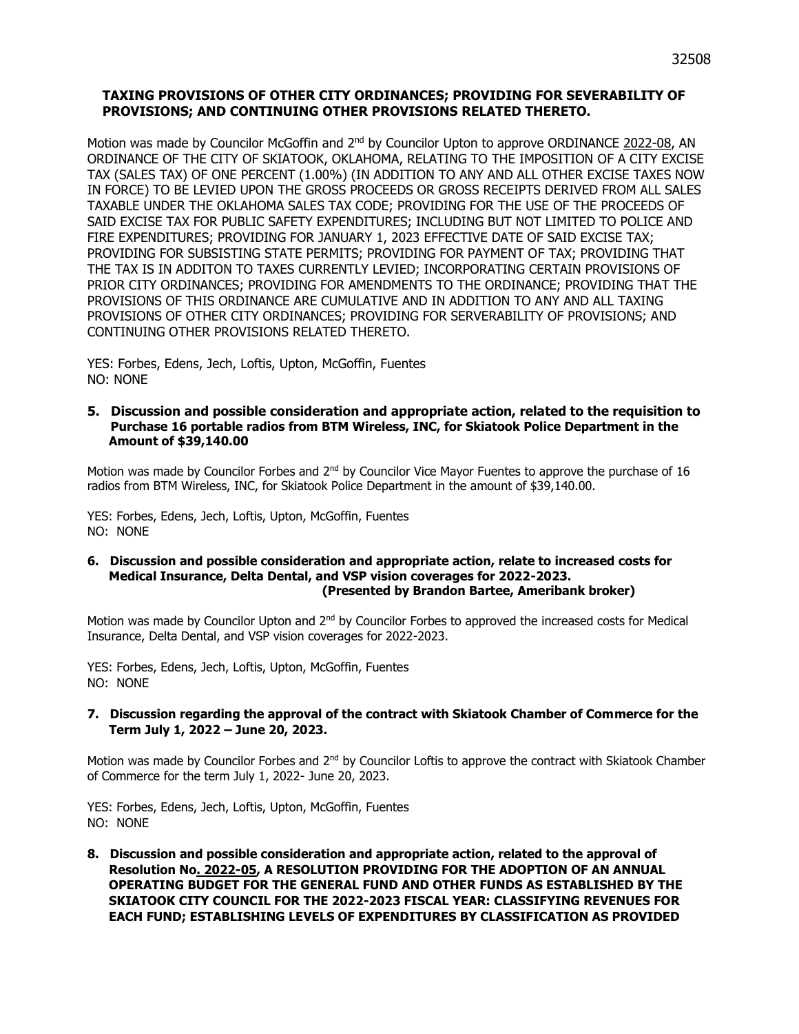**TAXING PROVISIONS OF OTHER CITY ORDINANCES; PROVIDING FOR SEVERABILITY OF PROVISIONS; AND CONTINUING OTHER PROVISIONS RELATED THERETO.**

Motion was made by Councilor McGoffin and 2nd by Councilor Upton to approve ORDINANCE 2022-08, AN ORDINANCE OF THE CITY OF SKIATOOK, OKLAHOMA, RELATING TO THE IMPOSITION OF A CITY EXCISE TAX (SALES TAX) OF ONE PERCENT (1.00%) (IN ADDITION TO ANY AND ALL OTHER EXCISE TAXES NOW IN FORCE) TO BE LEVIED UPON THE GROSS PROCEEDS OR GROSS RECEIPTS DERIVED FROM ALL SALES TAXABLE UNDER THE OKLAHOMA SALES TAX CODE; PROVIDING FOR THE USE OF THE PROCEEDS OF SAID EXCISE TAX FOR PUBLIC SAFETY EXPENDITURES; INCLUDING BUT NOT LIMITED TO POLICE AND FIRE EXPENDITURES; PROVIDING FOR JANUARY 1, 2023 EFFECTIVE DATE OF SAID EXCISE TAX; PROVIDING FOR SUBSISTING STATE PERMITS; PROVIDING FOR PAYMENT OF TAX; PROVIDING THAT THE TAX IS IN ADDITON TO TAXES CURRENTLY LEVIED; INCORPORATING CERTAIN PROVISIONS OF PRIOR CITY ORDINANCES; PROVIDING FOR AMENDMENTS TO THE ORDINANCE; PROVIDING THAT THE PROVISIONS OF THIS ORDINANCE ARE CUMULATIVE AND IN ADDITION TO ANY AND ALL TAXING PROVISIONS OF OTHER CITY ORDINANCES; PROVIDING FOR SERVERABILITY OF PROVISIONS; AND CONTINUING OTHER PROVISIONS RELATED THERETO.

YES: Forbes, Edens, Jech, Loftis, Upton, McGoffin, Fuentes
NO: NONE

**5. Discussion and possible consideration and appropriate action, related to the requisition to Purchase 16 portable radios from BTM Wireless, INC, for Skiatook Police Department in the Amount of $39,140.00**

Motion was made by Councilor Forbes and 2nd by Councilor Vice Mayor Fuentes to approve the purchase of 16 radios from BTM Wireless, INC, for Skiatook Police Department in the amount of $39,140.00.

YES: Forbes, Edens, Jech, Loftis, Upton, McGoffin, Fuentes
NO: NONE

**6. Discussion and possible consideration and appropriate action, relate to increased costs for Medical Insurance, Delta Dental, and VSP vision coverages for 2022-2023.**
**(Presented by Brandon Bartee, Ameribank broker)**

Motion was made by Councilor Upton and 2nd by Councilor Forbes to approved the increased costs for Medical Insurance, Delta Dental, and VSP vision coverages for 2022-2023.

YES: Forbes, Edens, Jech, Loftis, Upton, McGoffin, Fuentes
NO: NONE

**7. Discussion regarding the approval of the contract with Skiatook Chamber of Commerce for the Term July 1, 2022 – June 20, 2023.**

Motion was made by Councilor Forbes and 2nd by Councilor Loftis to approve the contract with Skiatook Chamber of Commerce for the term July 1, 2022- June 20, 2023.

YES: Forbes, Edens, Jech, Loftis, Upton, McGoffin, Fuentes
NO: NONE

**8. Discussion and possible consideration and appropriate action, related to the approval of Resolution No. 2022-05, A RESOLUTION PROVIDING FOR THE ADOPTION OF AN ANNUAL OPERATING BUDGET FOR THE GENERAL FUND AND OTHER FUNDS AS ESTABLISHED BY THE SKIATOOK CITY COUNCIL FOR THE 2022-2023 FISCAL YEAR: CLASSIFYING REVENUES FOR EACH FUND; ESTABLISHING LEVELS OF EXPENDITURES BY CLASSIFICATION AS PROVIDED**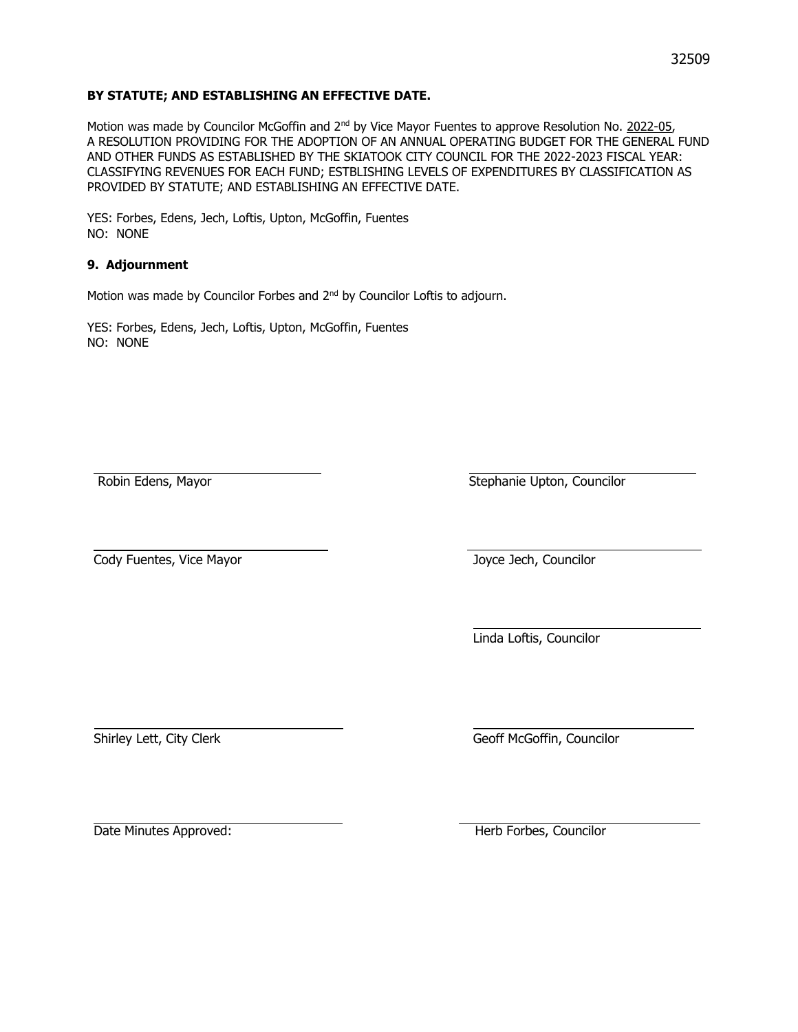**BY STATUTE; AND ESTABLISHING AN EFFECTIVE DATE.**

Motion was made by Councilor McGoffin and 2nd by Vice Mayor Fuentes to approve Resolution No. 2022-05, A RESOLUTION PROVIDING FOR THE ADOPTION OF AN ANNUAL OPERATING BUDGET FOR THE GENERAL FUND AND OTHER FUNDS AS ESTABLISHED BY THE SKIATOOK CITY COUNCIL FOR THE 2022-2023 FISCAL YEAR: CLASSIFYING REVENUES FOR EACH FUND; ESTBLISHING LEVELS OF EXPENDITURES BY CLASSIFICATION AS PROVIDED BY STATUTE; AND ESTABLISHING AN EFFECTIVE DATE.

YES: Forbes, Edens, Jech, Loftis, Upton, McGoffin, Fuentes
NO: NONE

**9. Adjournment**

Motion was made by Councilor Forbes and 2nd by Councilor Loftis to adjourn.

YES: Forbes, Edens, Jech, Loftis, Upton, McGoffin, Fuentes
NO: NONE

Robin Edens, Mayor

Stephanie Upton, Councilor

Cody Fuentes, Vice Mayor

Joyce Jech, Councilor

Linda Loftis, Councilor

Shirley Lett, City Clerk

Geoff McGoffin, Councilor

Date Minutes Approved:

Herb Forbes, Councilor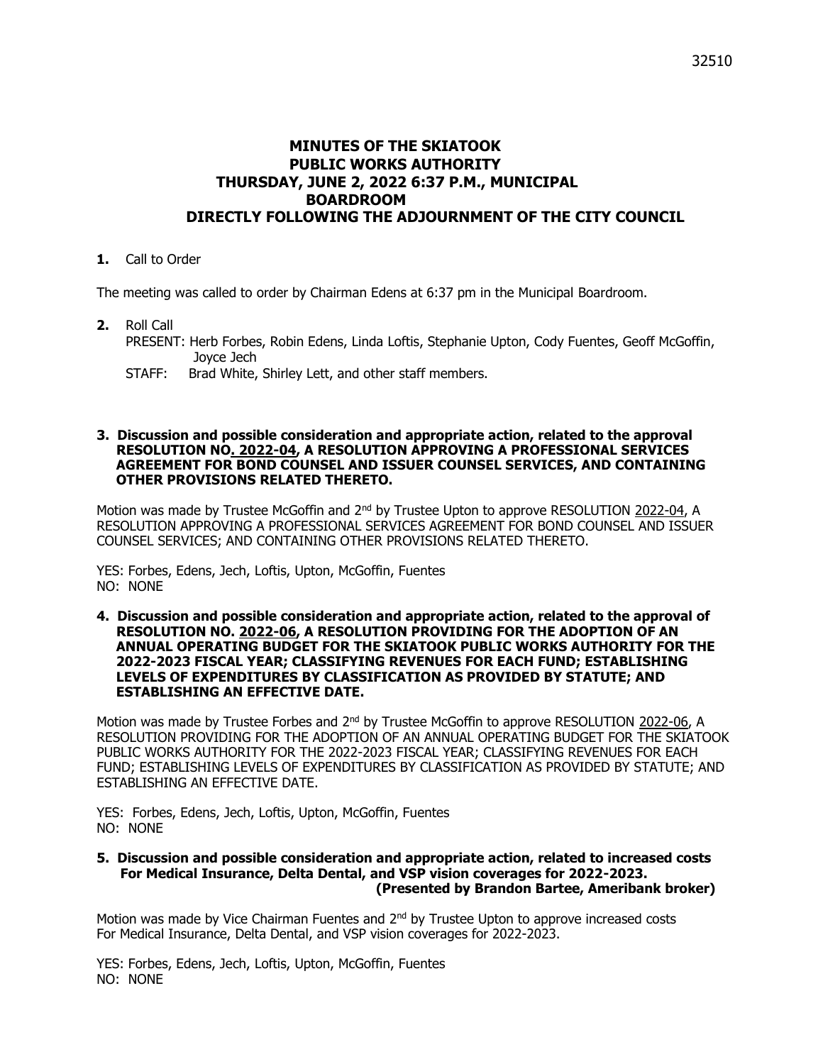# MINUTES OF THE SKIATOOK PUBLIC WORKS AUTHORITY THURSDAY, JUNE 2, 2022 6:37 P.M., MUNICIPAL BOARDROOM DIRECTLY FOLLOWING THE ADJOURNMENT OF THE CITY COUNCIL

**1.** Call to Order

The meeting was called to order by Chairman Edens at 6:37 pm in the Municipal Boardroom.

**2.** Roll Call

PRESENT: Herb Forbes, Robin Edens, Linda Loftis, Stephanie Upton, Cody Fuentes, Geoff McGoffin, Joyce Jech

STAFF: Brad White, Shirley Lett, and other staff members.

**3. Discussion and possible consideration and appropriate action, related to the approval RESOLUTION NO. 2022-04, A RESOLUTION APPROVING A PROFESSIONAL SERVICES AGREEMENT FOR BOND COUNSEL AND ISSUER COUNSEL SERVICES, AND CONTAINING OTHER PROVISIONS RELATED THERETO.**

Motion was made by Trustee McGoffin and 2nd by Trustee Upton to approve RESOLUTION 2022-04, A RESOLUTION APPROVING A PROFESSIONAL SERVICES AGREEMENT FOR BOND COUNSEL AND ISSUER COUNSEL SERVICES; AND CONTAINING OTHER PROVISIONS RELATED THERETO.

YES: Forbes, Edens, Jech, Loftis, Upton, McGoffin, Fuentes
NO: NONE

**4. Discussion and possible consideration and appropriate action, related to the approval of RESOLUTION NO. 2022-06, A RESOLUTION PROVIDING FOR THE ADOPTION OF AN ANNUAL OPERATING BUDGET FOR THE SKIATOOK PUBLIC WORKS AUTHORITY FOR THE 2022-2023 FISCAL YEAR; CLASSIFYING REVENUES FOR EACH FUND; ESTABLISHING LEVELS OF EXPENDITURES BY CLASSIFICATION AS PROVIDED BY STATUTE; AND ESTABLISHING AN EFFECTIVE DATE.**

Motion was made by Trustee Forbes and 2nd by Trustee McGoffin to approve RESOLUTION 2022-06, A RESOLUTION PROVIDING FOR THE ADOPTION OF AN ANNUAL OPERATING BUDGET FOR THE SKIATOOK PUBLIC WORKS AUTHORITY FOR THE 2022-2023 FISCAL YEAR; CLASSIFYING REVENUES FOR EACH FUND; ESTABLISHING LEVELS OF EXPENDITURES BY CLASSIFICATION AS PROVIDED BY STATUTE; AND ESTABLISHING AN EFFECTIVE DATE.

YES: Forbes, Edens, Jech, Loftis, Upton, McGoffin, Fuentes
NO: NONE

**5. Discussion and possible consideration and appropriate action, related to increased costs For Medical Insurance, Delta Dental, and VSP vision coverages for 2022-2023. (Presented by Brandon Bartee, Ameribank broker)**

Motion was made by Vice Chairman Fuentes and 2nd by Trustee Upton to approve increased costs For Medical Insurance, Delta Dental, and VSP vision coverages for 2022-2023.

YES: Forbes, Edens, Jech, Loftis, Upton, McGoffin, Fuentes
NO: NONE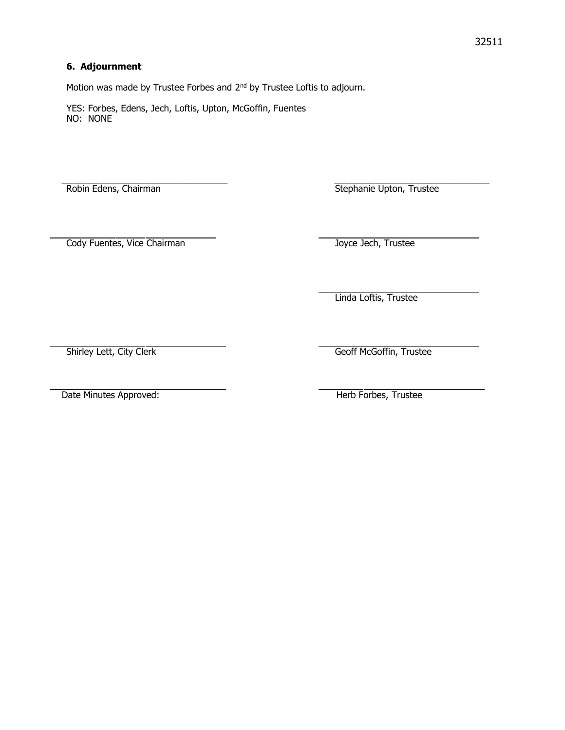### 6. Adjournment

Motion was made by Trustee Forbes and 2nd by Trustee Loftis to adjourn.

YES: Forbes, Edens, Jech, Loftis, Upton, McGoffin, Fuentes
NO: NONE

Robin Edens, Chairman

Stephanie Upton, Trustee

Cody Fuentes, Vice Chairman

Joyce Jech, Trustee

Linda Loftis, Trustee

Shirley Lett, City Clerk

Geoff McGoffin, Trustee

Date Minutes Approved:

Herb Forbes, Trustee